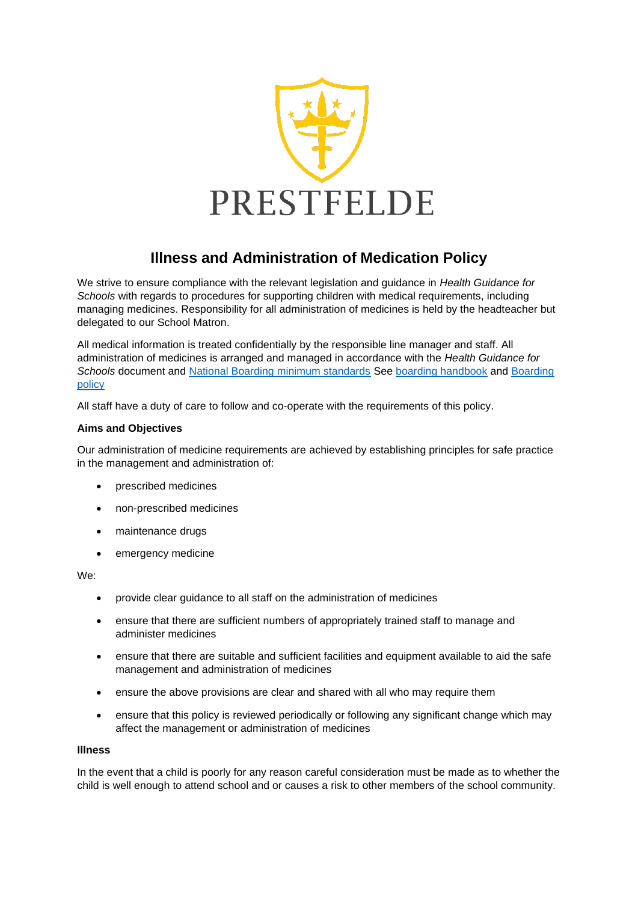PRESTFELDE

# Illness and Administration of Medication Policy

We strive to ensure compliance with the relevant legislation and guidance in *Health Guidance for Schools* with regards to procedures for supporting children with medical requirements, including managing medicines. Responsibility for all administration of medicines is held by the headteacher but delegated to our School Matron.

All medical information is treated confidentially by the responsible line manager and staff. All administration of medicines is arranged and managed in accordance with the *Health Guidance for Schools* document and National Boarding minimum standards See boarding handbook and Boarding policy

All staff have a duty of care to follow and co-operate with the requirements of this policy.

**Aims and Objectives**

Our administration of medicine requirements are achieved by establishing principles for safe practice in the management and administration of:

- prescribed medicines
- non-prescribed medicines
- maintenance drugs
- emergency medicine

We:

- provide clear guidance to all staff on the administration of medicines
- ensure that there are sufficient numbers of appropriately trained staff to manage and administer medicines
- ensure that there are suitable and sufficient facilities and equipment available to aid the safe management and administration of medicines
- ensure the above provisions are clear and shared with all who may require them
- ensure that this policy is reviewed periodically or following any significant change which may affect the management or administration of medicines

**Illness**

In the event that a child is poorly for any reason careful consideration must be made as to whether the child is well enough to attend school and or causes a risk to other members of the school community.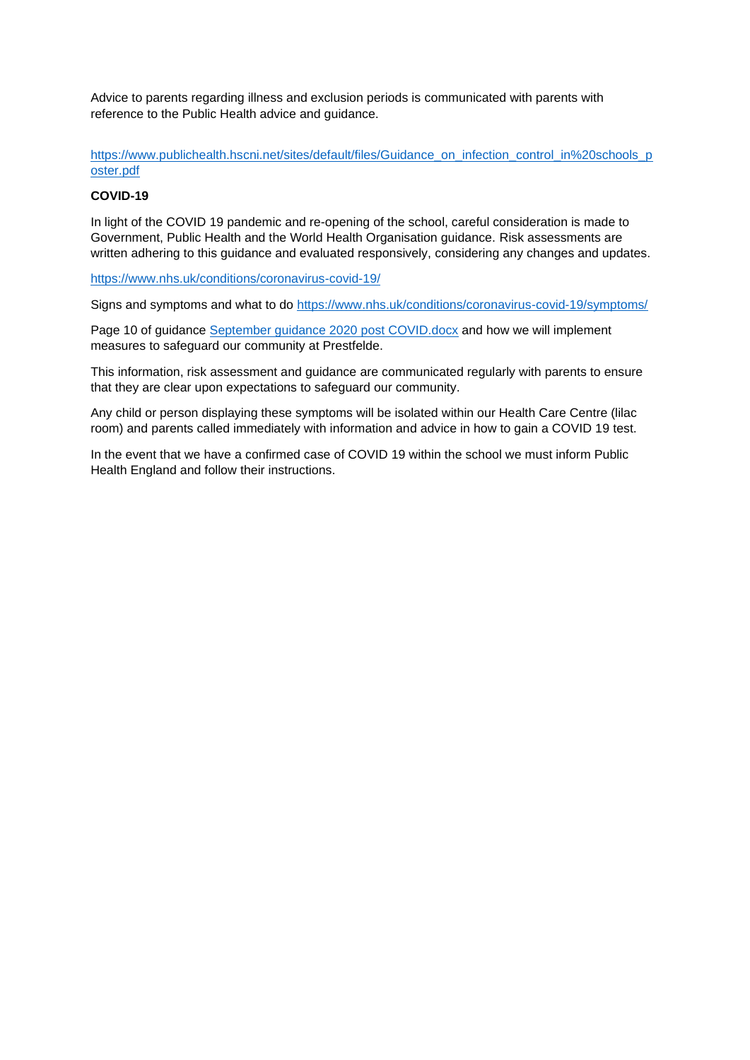Advice to parents regarding illness and exclusion periods is communicated with parents with reference to the Public Health advice and guidance.

https://www.publichealth.hscni.net/sites/default/files/Guidance_on_infection_control_in%20schools_poster.pdf

**COVID-19**

In light of the COVID 19 pandemic and re-opening of the school, careful consideration is made to Government, Public Health and the World Health Organisation guidance. Risk assessments are written adhering to this guidance and evaluated responsively, considering any changes and updates.

https://www.nhs.uk/conditions/coronavirus-covid-19/

Signs and symptoms and what to do https://www.nhs.uk/conditions/coronavirus-covid-19/symptoms/

Page 10 of guidance September guidance 2020 post COVID.docx and how we will implement measures to safeguard our community at Prestfelde.

This information, risk assessment and guidance are communicated regularly with parents to ensure that they are clear upon expectations to safeguard our community.

Any child or person displaying these symptoms will be isolated within our Health Care Centre (lilac room) and parents called immediately with information and advice in how to gain a COVID 19 test.

In the event that we have a confirmed case of COVID 19 within the school we must inform Public Health England and follow their instructions.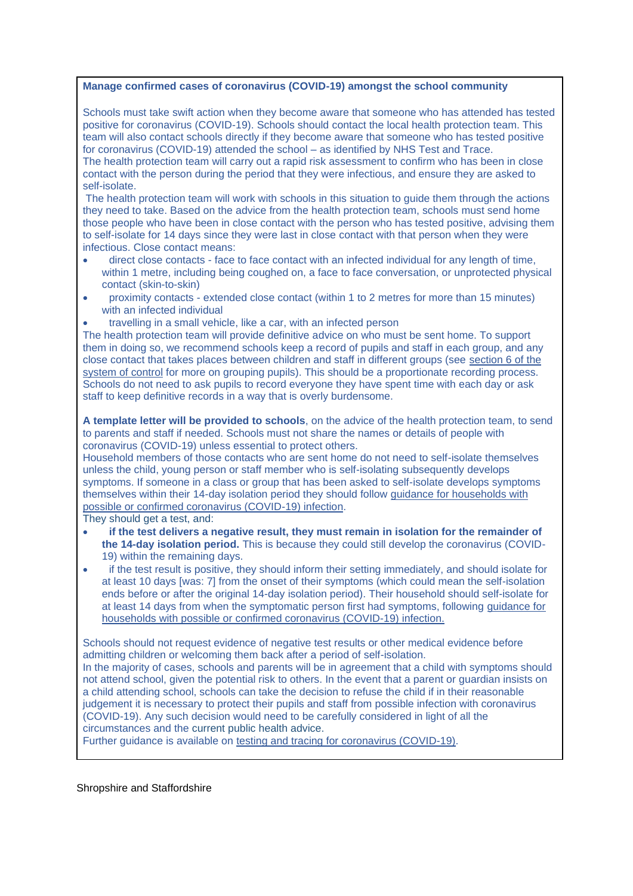**Manage confirmed cases of coronavirus (COVID-19) amongst the school community**

Schools must take swift action when they become aware that someone who has attended has tested positive for coronavirus (COVID-19). Schools should contact the local health protection team. This team will also contact schools directly if they become aware that someone who has tested positive for coronavirus (COVID-19) attended the school – as identified by NHS Test and Trace.
The health protection team will carry out a rapid risk assessment to confirm who has been in close contact with the person during the period that they were infectious, and ensure they are asked to self-isolate.
The health protection team will work with schools in this situation to guide them through the actions they need to take. Based on the advice from the health protection team, schools must send home those people who have been in close contact with the person who has tested positive, advising them to self-isolate for 14 days since they were last in close contact with that person when they were infectious. Close contact means:

- direct close contacts - face to face contact with an infected individual for any length of time, within 1 metre, including being coughed on, a face to face conversation, or unprotected physical contact (skin-to-skin)
- proximity contacts - extended close contact (within 1 to 2 metres for more than 15 minutes) with an infected individual
- travelling in a small vehicle, like a car, with an infected person

The health protection team will provide definitive advice on who must be sent home. To support them in doing so, we recommend schools keep a record of pupils and staff in each group, and any close contact that takes places between children and staff in different groups (see section 6 of the system of control for more on grouping pupils). This should be a proportionate recording process. Schools do not need to ask pupils to record everyone they have spent time with each day or ask staff to keep definitive records in a way that is overly burdensome.

**A template letter will be provided to schools**, on the advice of the health protection team, to send to parents and staff if needed. Schools must not share the names or details of people with coronavirus (COVID-19) unless essential to protect others.
Household members of those contacts who are sent home do not need to self-isolate themselves unless the child, young person or staff member who is self-isolating subsequently develops symptoms. If someone in a class or group that has been asked to self-isolate develops symptoms themselves within their 14-day isolation period they should follow guidance for households with possible or confirmed coronavirus (COVID-19) infection.
They should get a test, and:

- **if the test delivers a negative result, they must remain in isolation for the remainder of the 14-day isolation period.** This is because they could still develop the coronavirus (COVID-19) within the remaining days.
- if the test result is positive, they should inform their setting immediately, and should isolate for at least 10 days [was: 7] from the onset of their symptoms (which could mean the self-isolation ends before or after the original 14-day isolation period). Their household should self-isolate for at least 14 days from when the symptomatic person first had symptoms, following guidance for households with possible or confirmed coronavirus (COVID-19) infection.

Schools should not request evidence of negative test results or other medical evidence before admitting children or welcoming them back after a period of self-isolation.
In the majority of cases, schools and parents will be in agreement that a child with symptoms should not attend school, given the potential risk to others. In the event that a parent or guardian insists on a child attending school, schools can take the decision to refuse the child if in their reasonable judgement it is necessary to protect their pupils and staff from possible infection with coronavirus (COVID-19). Any such decision would need to be carefully considered in light of all the circumstances and the current public health advice.
Further guidance is available on testing and tracing for coronavirus (COVID-19).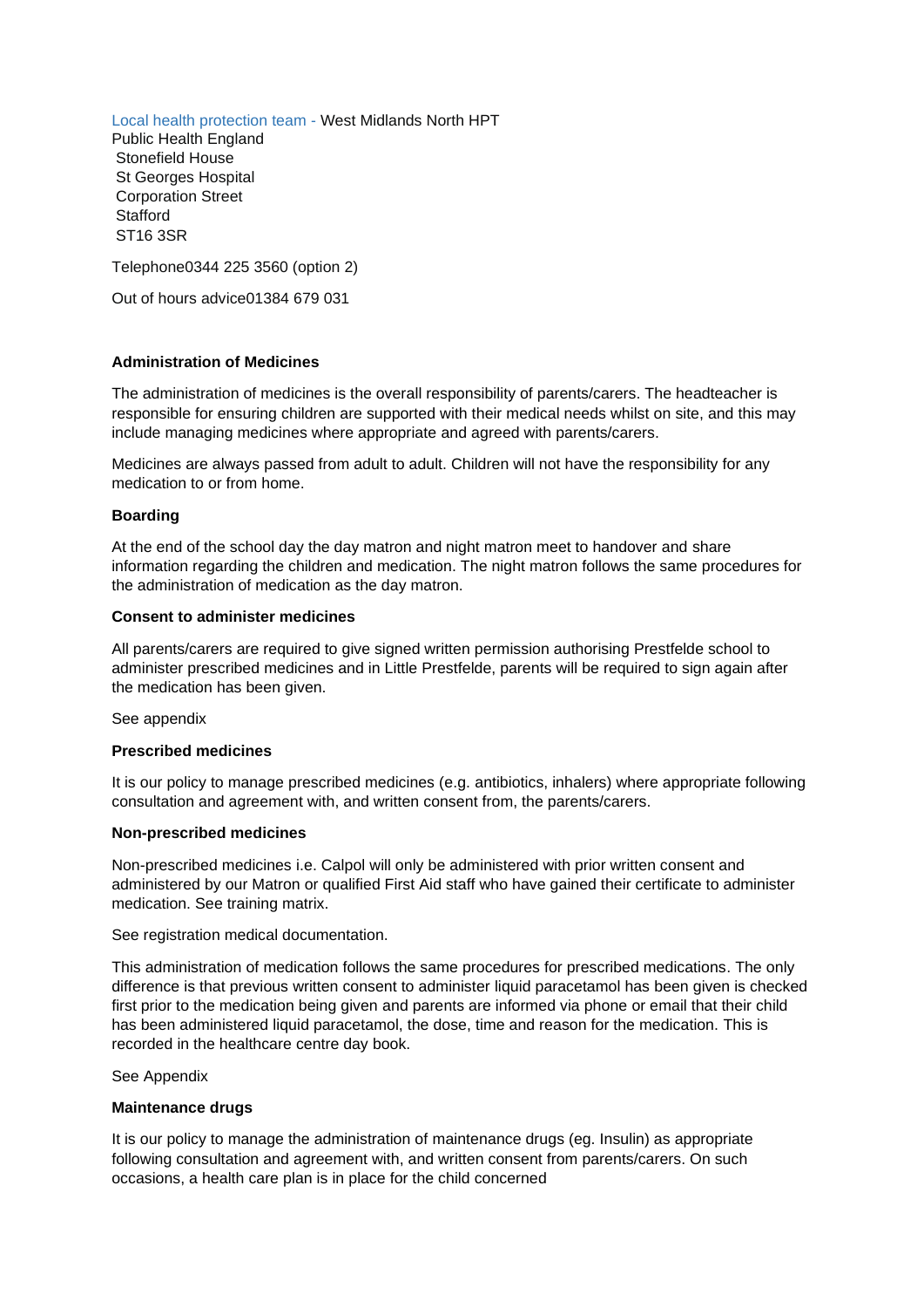Local health protection team - West Midlands North HPT
Public Health England
Stonefield House
St Georges Hospital
Corporation Street
Stafford
ST16 3SR

Telephone0344 225 3560 (option 2)

Out of hours advice01384 679 031

**Administration of Medicines**

The administration of medicines is the overall responsibility of parents/carers. The headteacher is responsible for ensuring children are supported with their medical needs whilst on site, and this may include managing medicines where appropriate and agreed with parents/carers.

Medicines are always passed from adult to adult. Children will not have the responsibility for any medication to or from home.

**Boarding**

At the end of the school day the day matron and night matron meet to handover and share information regarding the children and medication. The night matron follows the same procedures for the administration of medication as the day matron.

**Consent to administer medicines**

All parents/carers are required to give signed written permission authorising Prestfelde school to administer prescribed medicines and in Little Prestfelde, parents will be required to sign again after the medication has been given.

See appendix

**Prescribed medicines**

It is our policy to manage prescribed medicines (e.g. antibiotics, inhalers) where appropriate following consultation and agreement with, and written consent from, the parents/carers.

**Non-prescribed medicines**

Non-prescribed medicines i.e. Calpol will only be administered with prior written consent and administered by our Matron or qualified First Aid staff who have gained their certificate to administer medication. See training matrix.

See registration medical documentation.

This administration of medication follows the same procedures for prescribed medications. The only difference is that previous written consent to administer liquid paracetamol has been given is checked first prior to the medication being given and parents are informed via phone or email that their child has been administered liquid paracetamol, the dose, time and reason for the medication. This is recorded in the healthcare centre day book.

See Appendix

**Maintenance drugs**

It is our policy to manage the administration of maintenance drugs (eg. Insulin) as appropriate following consultation and agreement with, and written consent from parents/carers. On such occasions, a health care plan is in place for the child concerned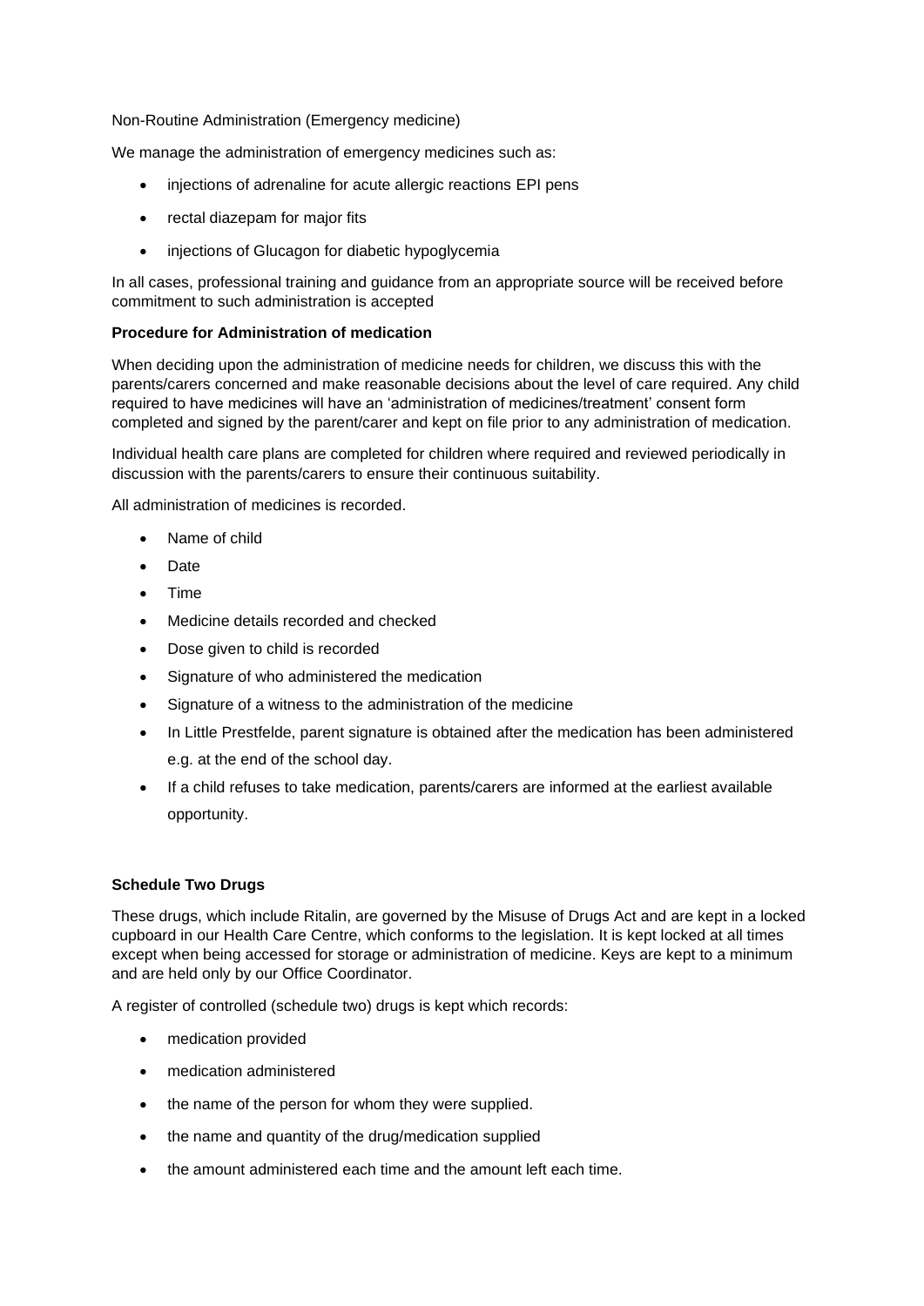Non-Routine Administration (Emergency medicine)

We manage the administration of emergency medicines such as:

- injections of adrenaline for acute allergic reactions EPI pens
- rectal diazepam for major fits
- injections of Glucagon for diabetic hypoglycemia

In all cases, professional training and guidance from an appropriate source will be received before commitment to such administration is accepted

**Procedure for Administration of medication**

When deciding upon the administration of medicine needs for children, we discuss this with the parents/carers concerned and make reasonable decisions about the level of care required. Any child required to have medicines will have an 'administration of medicines/treatment' consent form completed and signed by the parent/carer and kept on file prior to any administration of medication.

Individual health care plans are completed for children where required and reviewed periodically in discussion with the parents/carers to ensure their continuous suitability.

All administration of medicines is recorded.

- Name of child
- Date
- Time
- Medicine details recorded and checked
- Dose given to child is recorded
- Signature of who administered the medication
- Signature of a witness to the administration of the medicine
- In Little Prestfelde, parent signature is obtained after the medication has been administered e.g. at the end of the school day.
- If a child refuses to take medication, parents/carers are informed at the earliest available opportunity.

**Schedule Two Drugs**

These drugs, which include Ritalin, are governed by the Misuse of Drugs Act and are kept in a locked cupboard in our Health Care Centre, which conforms to the legislation. It is kept locked at all times except when being accessed for storage or administration of medicine. Keys are kept to a minimum and are held only by our Office Coordinator.

A register of controlled (schedule two) drugs is kept which records:

- medication provided
- medication administered
- the name of the person for whom they were supplied.
- the name and quantity of the drug/medication supplied
- the amount administered each time and the amount left each time.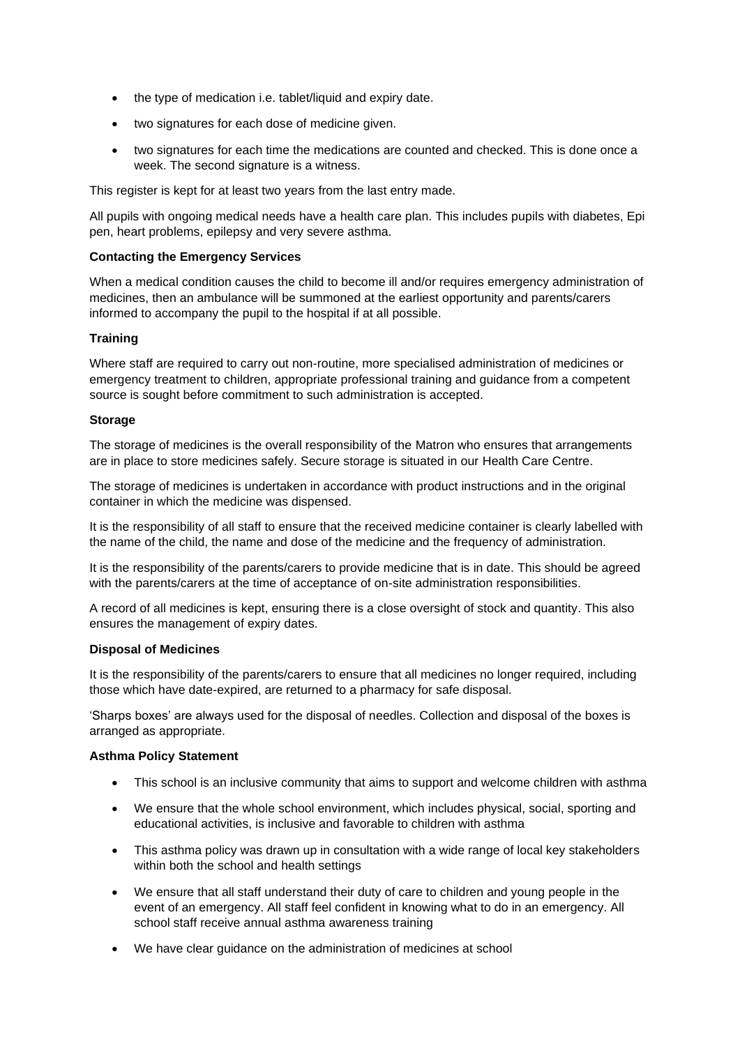- the type of medication i.e. tablet/liquid and expiry date.
- two signatures for each dose of medicine given.
- two signatures for each time the medications are counted and checked. This is done once a week. The second signature is a witness.

This register is kept for at least two years from the last entry made.

All pupils with ongoing medical needs have a health care plan. This includes pupils with diabetes, Epi pen, heart problems, epilepsy and very severe asthma.

**Contacting the Emergency Services**

When a medical condition causes the child to become ill and/or requires emergency administration of medicines, then an ambulance will be summoned at the earliest opportunity and parents/carers informed to accompany the pupil to the hospital if at all possible.

**Training**

Where staff are required to carry out non-routine, more specialised administration of medicines or emergency treatment to children, appropriate professional training and guidance from a competent source is sought before commitment to such administration is accepted.

**Storage**

The storage of medicines is the overall responsibility of the Matron who ensures that arrangements are in place to store medicines safely. Secure storage is situated in our Health Care Centre.

The storage of medicines is undertaken in accordance with product instructions and in the original container in which the medicine was dispensed.

It is the responsibility of all staff to ensure that the received medicine container is clearly labelled with the name of the child, the name and dose of the medicine and the frequency of administration.

It is the responsibility of the parents/carers to provide medicine that is in date. This should be agreed with the parents/carers at the time of acceptance of on-site administration responsibilities.

A record of all medicines is kept, ensuring there is a close oversight of stock and quantity. This also ensures the management of expiry dates.

**Disposal of Medicines**

It is the responsibility of the parents/carers to ensure that all medicines no longer required, including those which have date-expired, are returned to a pharmacy for safe disposal.

'Sharps boxes' are always used for the disposal of needles. Collection and disposal of the boxes is arranged as appropriate.

**Asthma Policy Statement**

- This school is an inclusive community that aims to support and welcome children with asthma
- We ensure that the whole school environment, which includes physical, social, sporting and educational activities, is inclusive and favorable to children with asthma
- This asthma policy was drawn up in consultation with a wide range of local key stakeholders within both the school and health settings
- We ensure that all staff understand their duty of care to children and young people in the event of an emergency. All staff feel confident in knowing what to do in an emergency. All school staff receive annual asthma awareness training
- We have clear guidance on the administration of medicines at school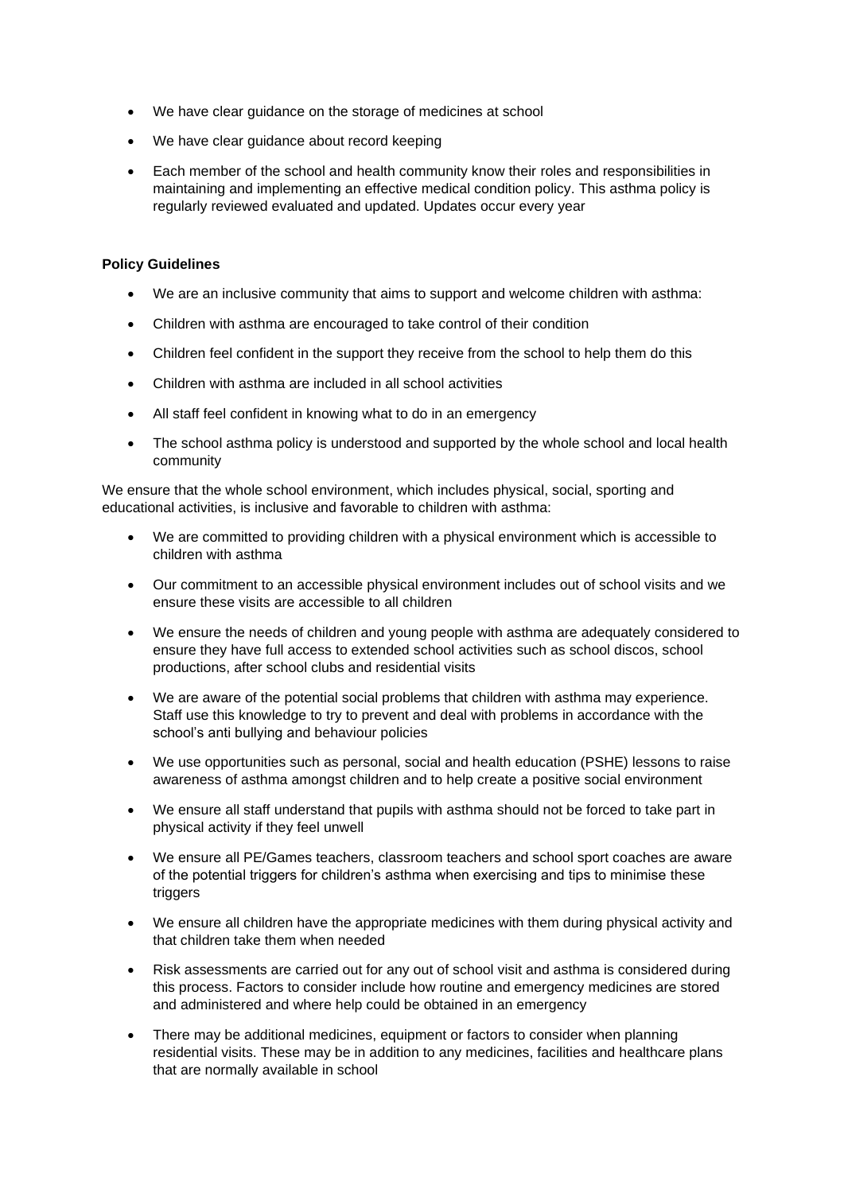- We have clear guidance on the storage of medicines at school
- We have clear guidance about record keeping
- Each member of the school and health community know their roles and responsibilities in maintaining and implementing an effective medical condition policy. This asthma policy is regularly reviewed evaluated and updated. Updates occur every year

**Policy Guidelines**

- We are an inclusive community that aims to support and welcome children with asthma:
- Children with asthma are encouraged to take control of their condition
- Children feel confident in the support they receive from the school to help them do this
- Children with asthma are included in all school activities
- All staff feel confident in knowing what to do in an emergency
- The school asthma policy is understood and supported by the whole school and local health community

We ensure that the whole school environment, which includes physical, social, sporting and educational activities, is inclusive and favorable to children with asthma:

- We are committed to providing children with a physical environment which is accessible to children with asthma
- Our commitment to an accessible physical environment includes out of school visits and we ensure these visits are accessible to all children
- We ensure the needs of children and young people with asthma are adequately considered to ensure they have full access to extended school activities such as school discos, school productions, after school clubs and residential visits
- We are aware of the potential social problems that children with asthma may experience. Staff use this knowledge to try to prevent and deal with problems in accordance with the school's anti bullying and behaviour policies
- We use opportunities such as personal, social and health education (PSHE) lessons to raise awareness of asthma amongst children and to help create a positive social environment
- We ensure all staff understand that pupils with asthma should not be forced to take part in physical activity if they feel unwell
- We ensure all PE/Games teachers, classroom teachers and school sport coaches are aware of the potential triggers for children's asthma when exercising and tips to minimise these triggers
- We ensure all children have the appropriate medicines with them during physical activity and that children take them when needed
- Risk assessments are carried out for any out of school visit and asthma is considered during this process. Factors to consider include how routine and emergency medicines are stored and administered and where help could be obtained in an emergency
- There may be additional medicines, equipment or factors to consider when planning residential visits. These may be in addition to any medicines, facilities and healthcare plans that are normally available in school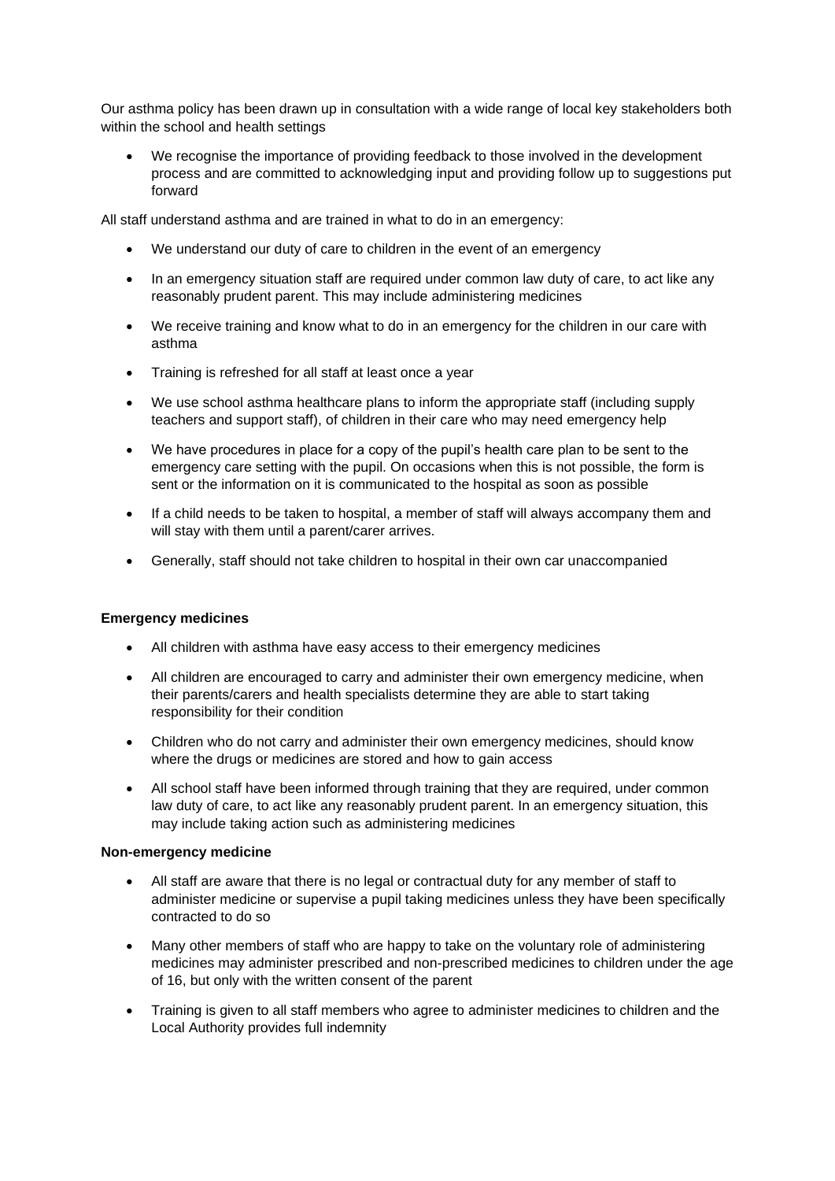Our asthma policy has been drawn up in consultation with a wide range of local key stakeholders both within the school and health settings

- We recognise the importance of providing feedback to those involved in the development process and are committed to acknowledging input and providing follow up to suggestions put forward

All staff understand asthma and are trained in what to do in an emergency:

- We understand our duty of care to children in the event of an emergency
- In an emergency situation staff are required under common law duty of care, to act like any reasonably prudent parent. This may include administering medicines
- We receive training and know what to do in an emergency for the children in our care with asthma
- Training is refreshed for all staff at least once a year
- We use school asthma healthcare plans to inform the appropriate staff (including supply teachers and support staff), of children in their care who may need emergency help
- We have procedures in place for a copy of the pupil's health care plan to be sent to the emergency care setting with the pupil. On occasions when this is not possible, the form is sent or the information on it is communicated to the hospital as soon as possible
- If a child needs to be taken to hospital, a member of staff will always accompany them and will stay with them until a parent/carer arrives.
- Generally, staff should not take children to hospital in their own car unaccompanied

**Emergency medicines**

- All children with asthma have easy access to their emergency medicines
- All children are encouraged to carry and administer their own emergency medicine, when their parents/carers and health specialists determine they are able to start taking responsibility for their condition
- Children who do not carry and administer their own emergency medicines, should know where the drugs or medicines are stored and how to gain access
- All school staff have been informed through training that they are required, under common law duty of care, to act like any reasonably prudent parent. In an emergency situation, this may include taking action such as administering medicines

**Non-emergency medicine**

- All staff are aware that there is no legal or contractual duty for any member of staff to administer medicine or supervise a pupil taking medicines unless they have been specifically contracted to do so
- Many other members of staff who are happy to take on the voluntary role of administering medicines may administer prescribed and non-prescribed medicines to children under the age of 16, but only with the written consent of the parent
- Training is given to all staff members who agree to administer medicines to children and the Local Authority provides full indemnity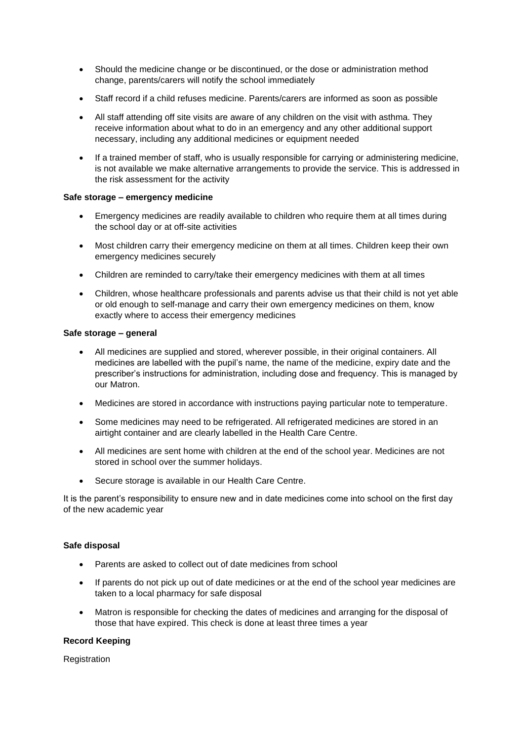- Should the medicine change or be discontinued, or the dose or administration method change, parents/carers will notify the school immediately
- Staff record if a child refuses medicine. Parents/carers are informed as soon as possible
- All staff attending off site visits are aware of any children on the visit with asthma. They receive information about what to do in an emergency and any other additional support necessary, including any additional medicines or equipment needed
- If a trained member of staff, who is usually responsible for carrying or administering medicine, is not available we make alternative arrangements to provide the service. This is addressed in the risk assessment for the activity

**Safe storage – emergency medicine**

- Emergency medicines are readily available to children who require them at all times during the school day or at off-site activities
- Most children carry their emergency medicine on them at all times. Children keep their own emergency medicines securely
- Children are reminded to carry/take their emergency medicines with them at all times
- Children, whose healthcare professionals and parents advise us that their child is not yet able or old enough to self-manage and carry their own emergency medicines on them, know exactly where to access their emergency medicines

**Safe storage – general**

- All medicines are supplied and stored, wherever possible, in their original containers. All medicines are labelled with the pupil's name, the name of the medicine, expiry date and the prescriber's instructions for administration, including dose and frequency. This is managed by our Matron.
- Medicines are stored in accordance with instructions paying particular note to temperature.
- Some medicines may need to be refrigerated. All refrigerated medicines are stored in an airtight container and are clearly labelled in the Health Care Centre.
- All medicines are sent home with children at the end of the school year. Medicines are not stored in school over the summer holidays.
- Secure storage is available in our Health Care Centre.

It is the parent's responsibility to ensure new and in date medicines come into school on the first day of the new academic year

**Safe disposal**

- Parents are asked to collect out of date medicines from school
- If parents do not pick up out of date medicines or at the end of the school year medicines are taken to a local pharmacy for safe disposal
- Matron is responsible for checking the dates of medicines and arranging for the disposal of those that have expired. This check is done at least three times a year

**Record Keeping**

Registration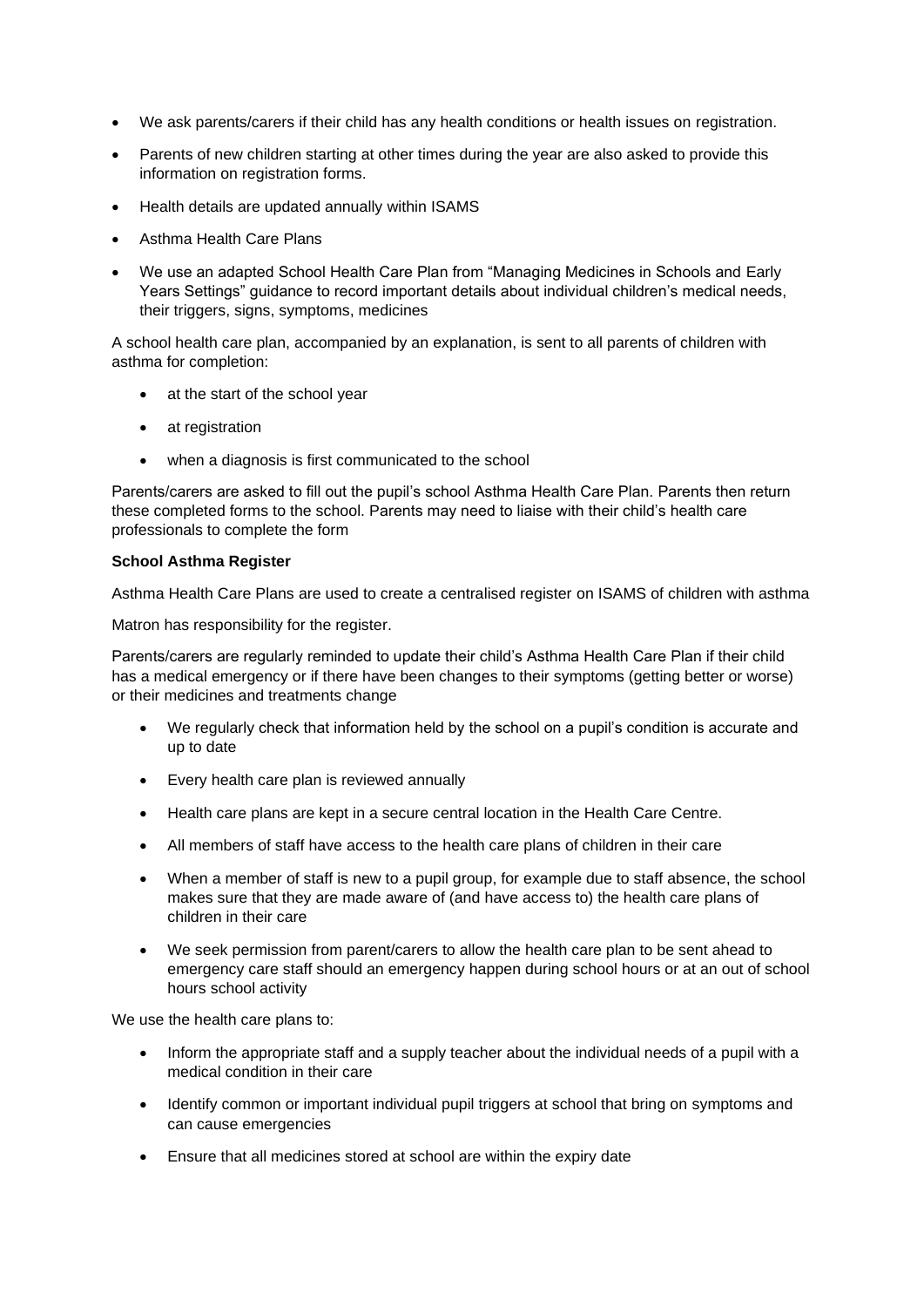- We ask parents/carers if their child has any health conditions or health issues on registration.
- Parents of new children starting at other times during the year are also asked to provide this information on registration forms.
- Health details are updated annually within ISAMS
- Asthma Health Care Plans
- We use an adapted School Health Care Plan from "Managing Medicines in Schools and Early Years Settings" guidance to record important details about individual children's medical needs, their triggers, signs, symptoms, medicines

A school health care plan, accompanied by an explanation, is sent to all parents of children with asthma for completion:

- at the start of the school year
- at registration
- when a diagnosis is first communicated to the school

Parents/carers are asked to fill out the pupil's school Asthma Health Care Plan. Parents then return these completed forms to the school. Parents may need to liaise with their child's health care professionals to complete the form

**School Asthma Register**

Asthma Health Care Plans are used to create a centralised register on ISAMS of children with asthma

Matron has responsibility for the register.

Parents/carers are regularly reminded to update their child's Asthma Health Care Plan if their child has a medical emergency or if there have been changes to their symptoms (getting better or worse) or their medicines and treatments change

- We regularly check that information held by the school on a pupil's condition is accurate and up to date
- Every health care plan is reviewed annually
- Health care plans are kept in a secure central location in the Health Care Centre.
- All members of staff have access to the health care plans of children in their care
- When a member of staff is new to a pupil group, for example due to staff absence, the school makes sure that they are made aware of (and have access to) the health care plans of children in their care
- We seek permission from parent/carers to allow the health care plan to be sent ahead to emergency care staff should an emergency happen during school hours or at an out of school hours school activity

We use the health care plans to:

- Inform the appropriate staff and a supply teacher about the individual needs of a pupil with a medical condition in their care
- Identify common or important individual pupil triggers at school that bring on symptoms and can cause emergencies
- Ensure that all medicines stored at school are within the expiry date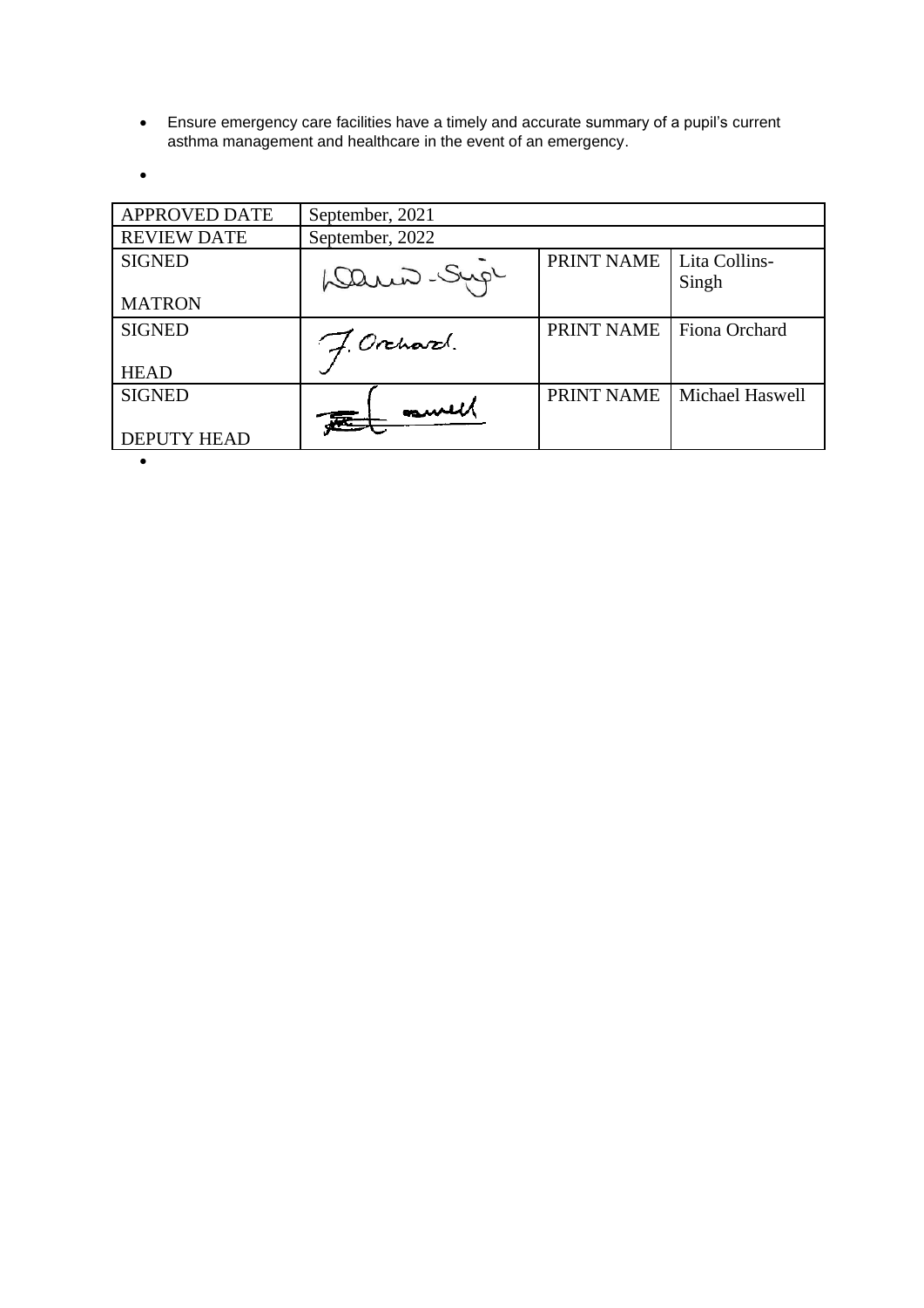- Ensure emergency care facilities have a timely and accurate summary of a pupil's current asthma management and healthcare in the event of an emergency.

| APPROVED DATE | September, 2021 | | |
|---|---|---|---|
| REVIEW DATE | September, 2022 | | |
| SIGNED<br><br>MATRON | | PRINT NAME | Lita Collins-Singh |
| SIGNED<br><br>HEAD | | PRINT NAME | Fiona Orchard |
| SIGNED<br><br>DEPUTY HEAD | | PRINT NAME | Michael Haswell |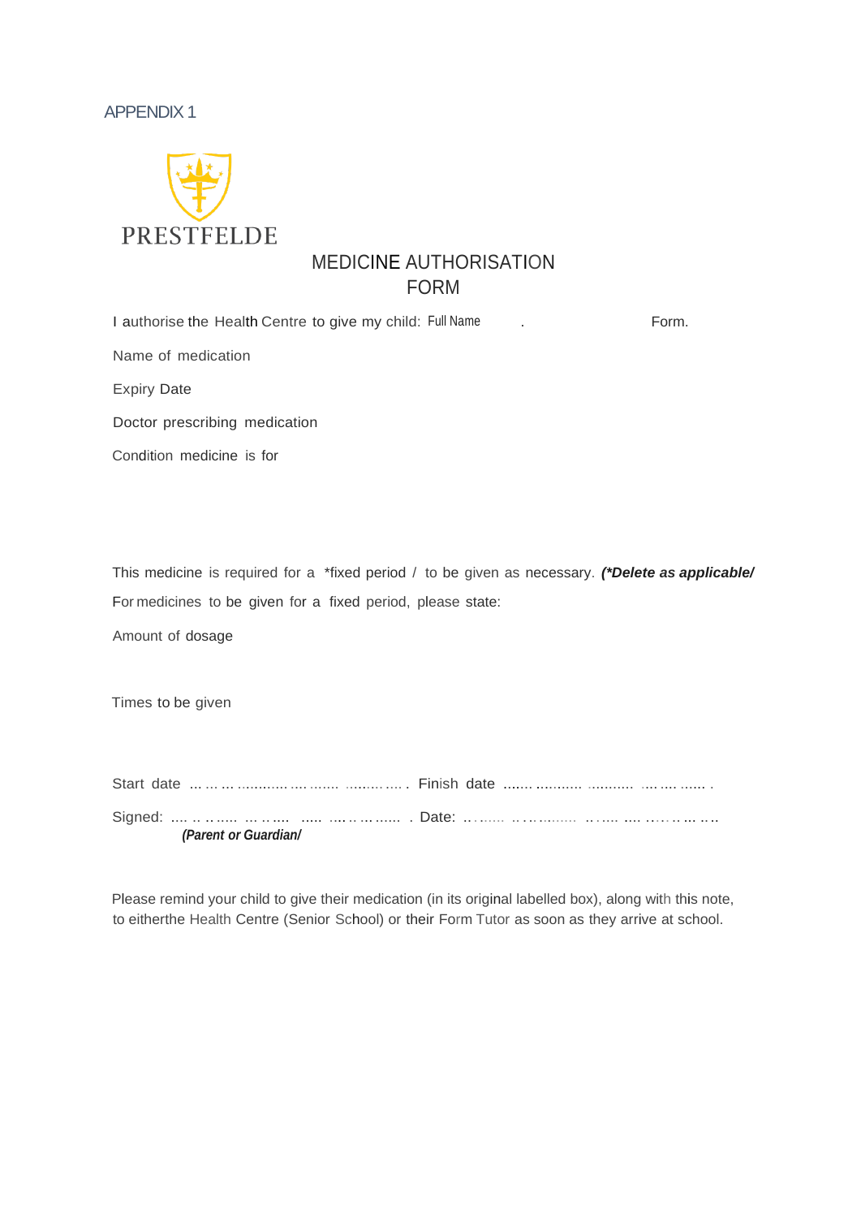APPENDIX 1

PRESTFELDE

# MEDICINE AUTHORISATION FORM

I authorise the Health Centre to give my child: Full Name . Form.

Name of medication

Expiry Date

Doctor prescribing medication

Condition medicine is for

This medicine is required for a *fixed period / to be given as necessary. ***(*Delete as applicable/***

For medicines to be given for a fixed period, please state:

Amount of dosage

Times to be given

Start date ... ... ... ........... .... ....... .......... .... . Finish date ....... ........... .......... .... .... ...... .

Signed: .... .. .. ..... ... .. .... ..... .... .. .. ...... . Date: .. ...... .. .. ........ .. ..... .... .. .. .. ... .. ..
***(Parent or Guardian/***

Please remind your child to give their medication (in its original labelled box), along with this note, to eitherthe Health Centre (Senior School) or their Form Tutor as soon as they arrive at school.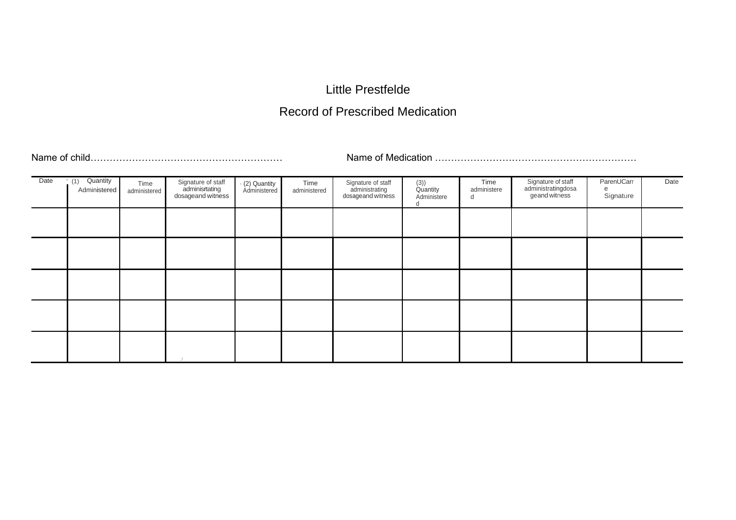Little Prestfelde

Record of Prescribed Medication

Name of child……………………………………………………

Name of Medication ……………………………………………………

| Date | (1) Quantity Administered | Time administered | Signature of staff adminisrtating dosageand witness | (2) Quantity Administered | Time administered | Signature of staff administrating dosageand witness | (3)) Quantity Administered | Time administered | Signature of staff administratingdosageand witness | ParenUCarre Signature | Date |
|---|---|---|---|---|---|---|---|---|---|---|---|
| | | | | | | | | | | | |
| | | | | | | | | | | | |
| | | | | | | | | | | | |
| | | | | | | | | | | | |
| | | | | | | | | | | | |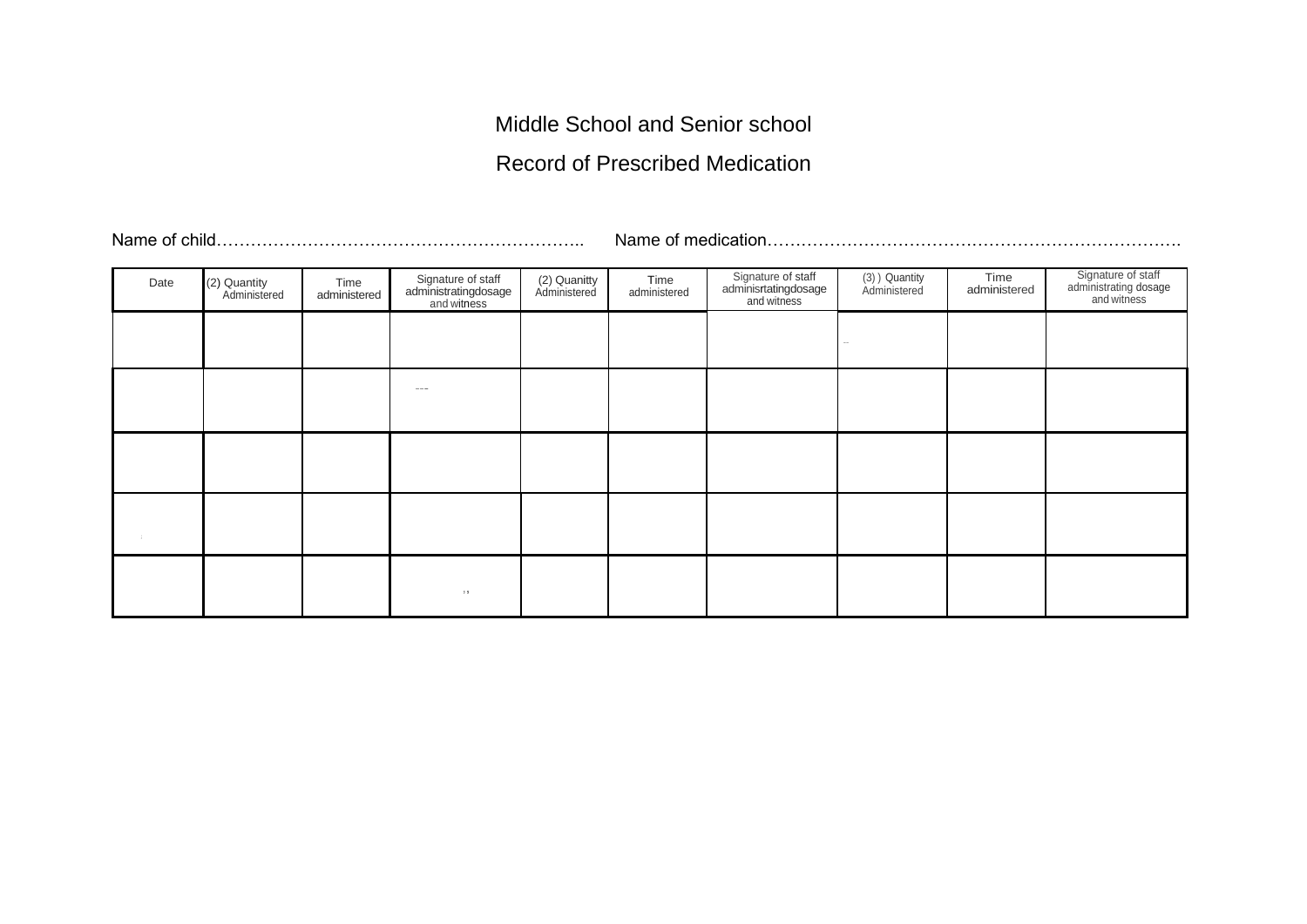# Middle School and Senior school

# Record of Prescribed Medication

Name of child………………………………………………………..  Name of medication…………………………………………………………….

| Date | (2) Quantity Administered | Time administered | Signature of staff administratingdosage and witness | (2) Quanitty Administered | Time administered | Signature of staff adminisrtatingdosage and witness | (3) ) Quantity Administered | Time administered | Signature of staff administrating dosage and witness |
|---|---|---|---|---|---|---|---|---|---|
| | | | | | | | | | |
| | | | | | | | | | |
| | | | | | | | | | |
| | | | | | | | | | |
| | | | | | | | | | |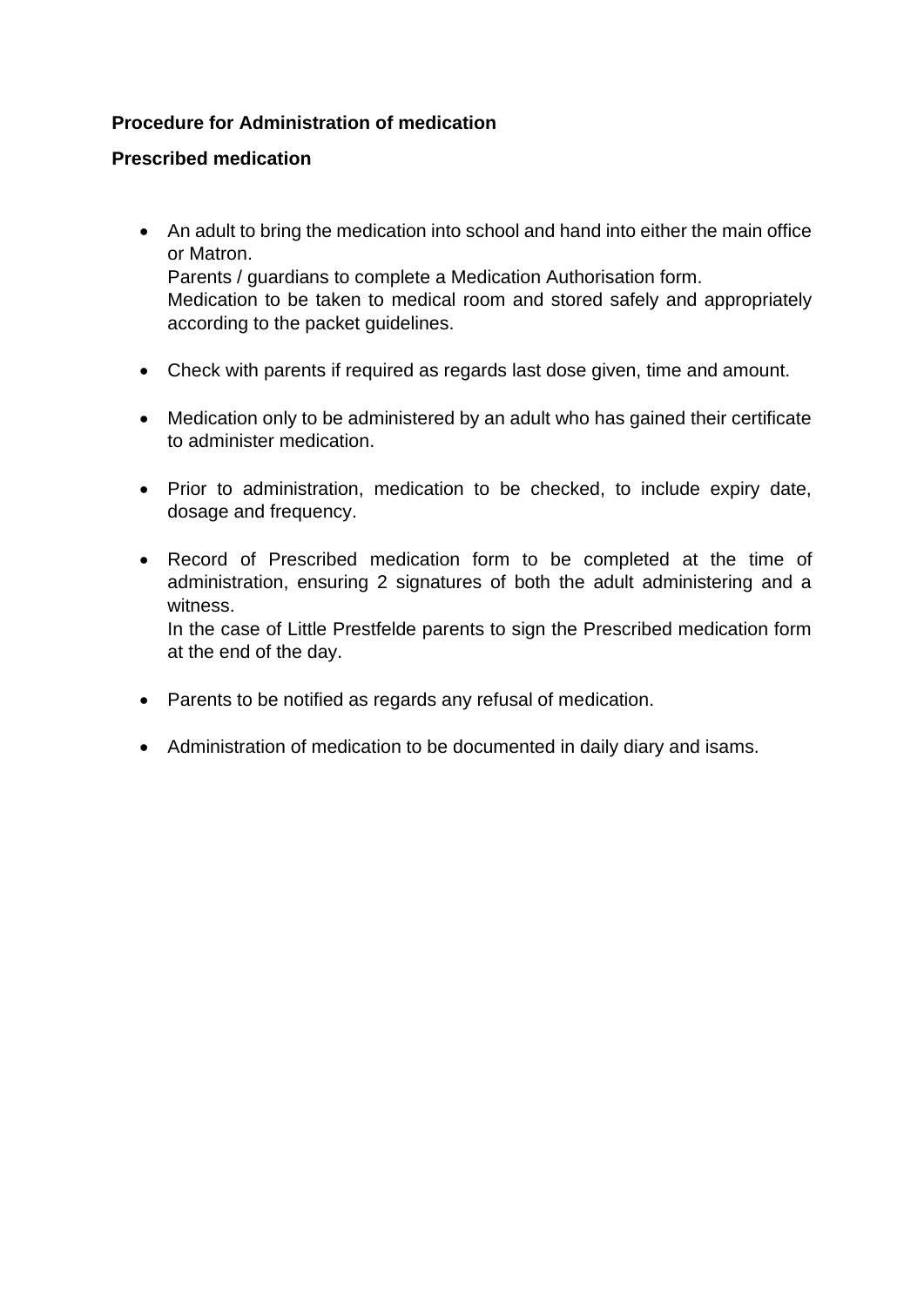**Procedure for Administration of medication**

**Prescribed medication**

- An adult to bring the medication into school and hand into either the main office or Matron.
  Parents / guardians to complete a Medication Authorisation form.
  Medication to be taken to medical room and stored safely and appropriately according to the packet guidelines.

- Check with parents if required as regards last dose given, time and amount.

- Medication only to be administered by an adult who has gained their certificate to administer medication.

- Prior to administration, medication to be checked, to include expiry date, dosage and frequency.

- Record of Prescribed medication form to be completed at the time of administration, ensuring 2 signatures of both the adult administering and a witness.
  In the case of Little Prestfelde parents to sign the Prescribed medication form at the end of the day.

- Parents to be notified as regards any refusal of medication.

- Administration of medication to be documented in daily diary and isams.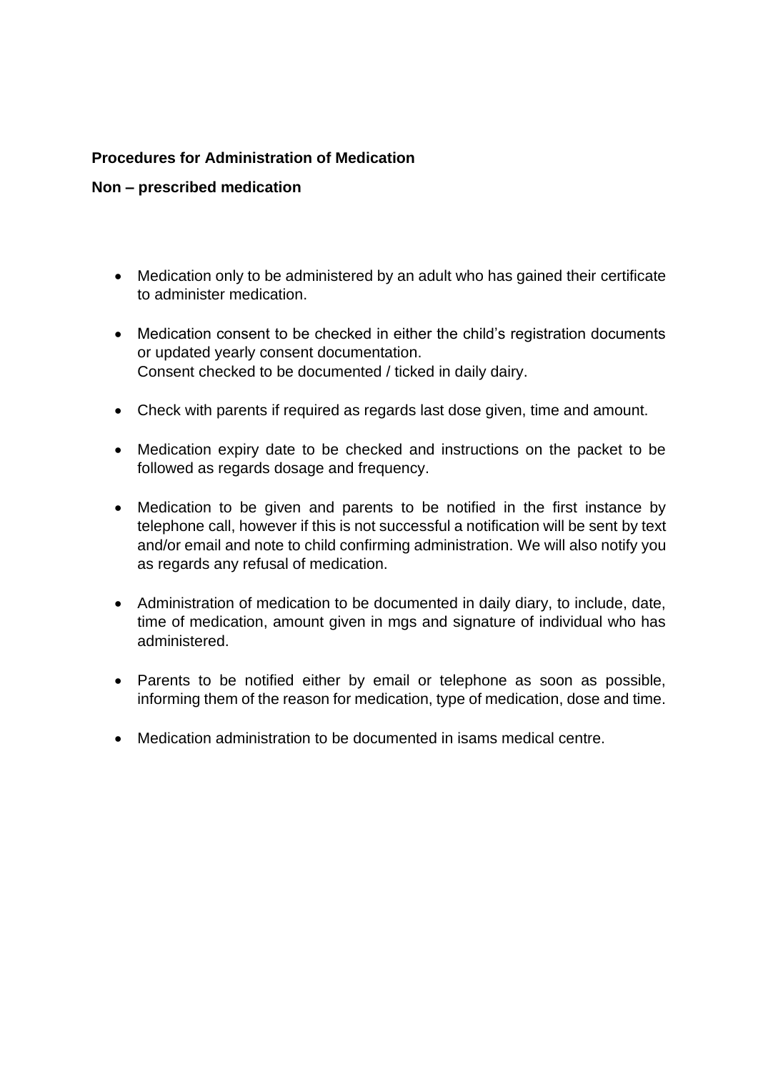**Procedures for Administration of Medication**

**Non – prescribed medication**

- Medication only to be administered by an adult who has gained their certificate to administer medication.

- Medication consent to be checked in either the child's registration documents or updated yearly consent documentation.
  Consent checked to be documented / ticked in daily dairy.

- Check with parents if required as regards last dose given, time and amount.

- Medication expiry date to be checked and instructions on the packet to be followed as regards dosage and frequency.

- Medication to be given and parents to be notified in the first instance by telephone call, however if this is not successful a notification will be sent by text and/or email and note to child confirming administration. We will also notify you as regards any refusal of medication.

- Administration of medication to be documented in daily diary, to include, date, time of medication, amount given in mgs and signature of individual who has administered.

- Parents to be notified either by email or telephone as soon as possible, informing them of the reason for medication, type of medication, dose and time.

- Medication administration to be documented in isams medical centre.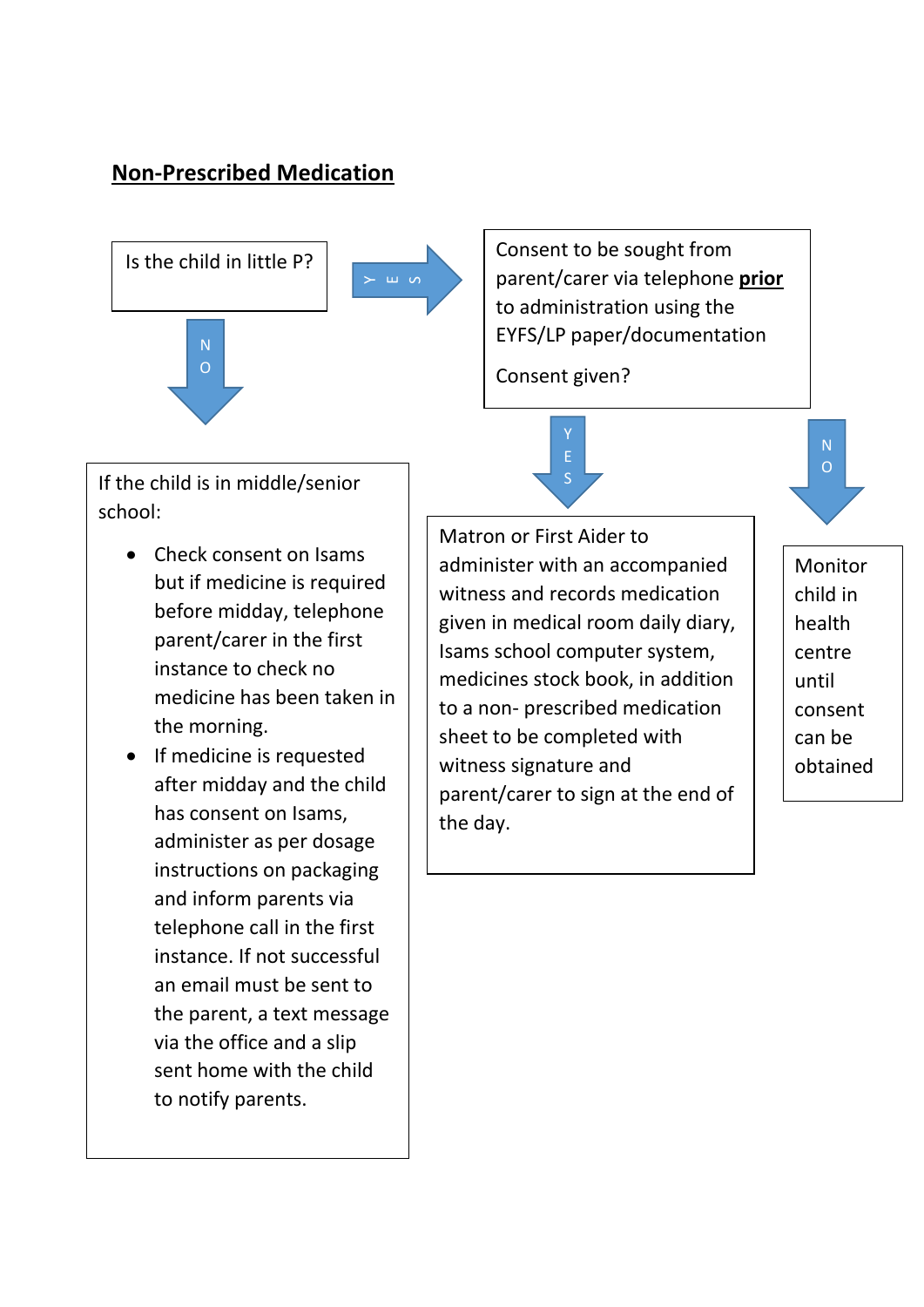## Non-Prescribed Medication

Is the child in little P?

YES

Consent to be sought from parent/carer via telephone **prior** to administration using the EYFS/LP paper/documentation

Consent given?

YES

Matron or First Aider to administer with an accompanied witness and records medication given in medical room daily diary, Isams school computer system, medicines stock book, in addition to a non- prescribed medication sheet to be completed with witness signature and parent/carer to sign at the end of the day.

NO

Monitor child in health centre until consent can be obtained

NO

If the child is in middle/senior school:

- Check consent on Isams but if medicine is required before midday, telephone parent/carer in the first instance to check no medicine has been taken in the morning.
- If medicine is requested after midday and the child has consent on Isams, administer as per dosage instructions on packaging and inform parents via telephone call in the first instance. If not successful an email must be sent to the parent, a text message via the office and a slip sent home with the child to notify parents.